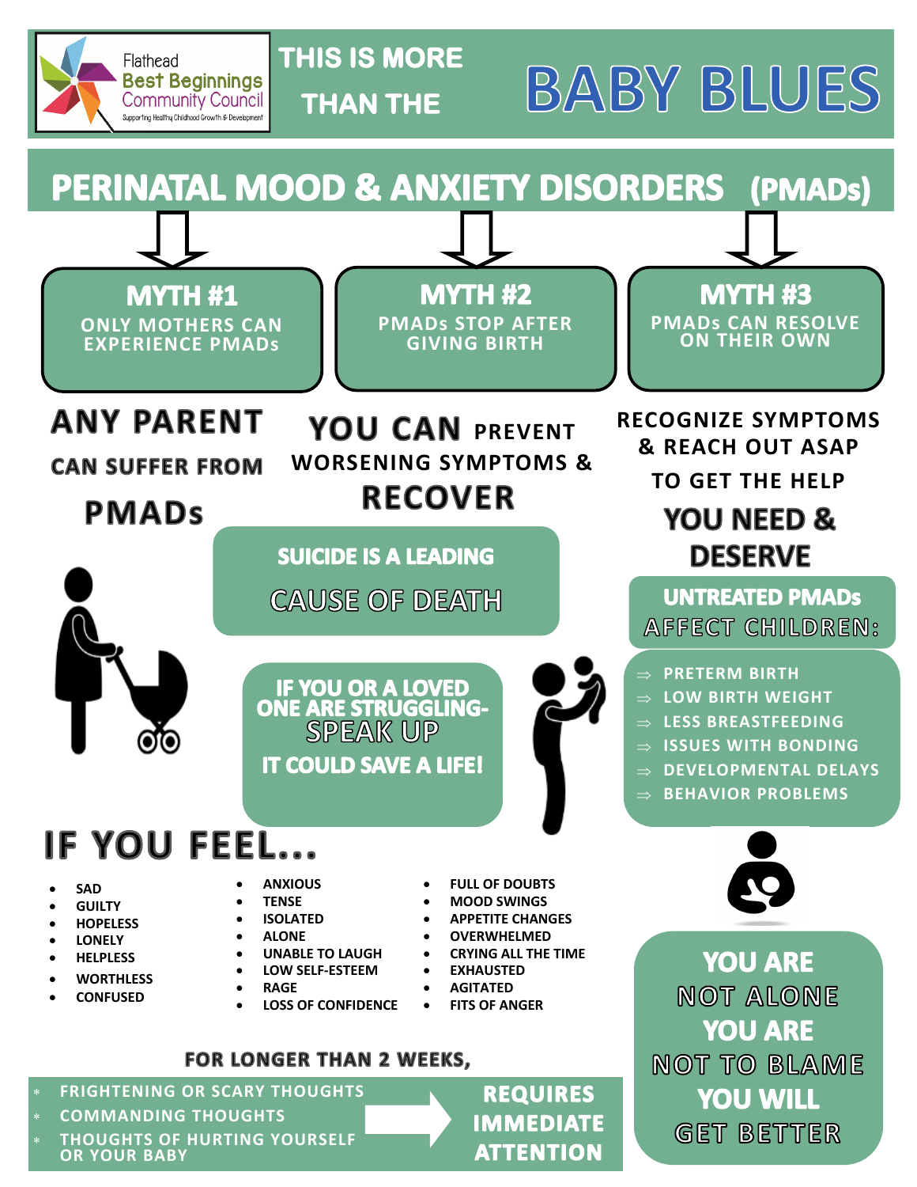Flathead Best Beginnings Community Council
Supporting Healthy Childhood Growth & Development

# THIS IS MORE THAN THE BABY BLUES

## PERINATAL MOOD & ANXIETY DISORDERS (PMADs)

### MYTH #1
ONLY MOTHERS CAN EXPERIENCE PMADs

**ANY PARENT CAN SUFFER FROM PMADs**

### MYTH #2
PMADs STOP AFTER GIVING BIRTH

**YOU CAN PREVENT WORSENING SYMPTOMS & RECOVER**

### MYTH #3
PMADs CAN RESOLVE ON THEIR OWN

**RECOGNIZE SYMPTOMS & REACH OUT ASAP TO GET THE HELP YOU NEED & DESERVE**

**SUICIDE IS A LEADING CAUSE OF DEATH**

**IF YOU OR A LOVED ONE ARE STRUGGLING- SPEAK UP**
**IT COULD SAVE A LIFE!**

**UNTREATED PMADs AFFECT CHILDREN:**

- PRETERM BIRTH
- LOW BIRTH WEIGHT
- LESS BREASTFEEDING
- ISSUES WITH BONDING
- DEVELOPMENTAL DELAYS
- BEHAVIOR PROBLEMS

## IF YOU FEEL...

- SAD
- GUILTY
- HOPELESS
- LONELY
- HELPLESS
- WORTHLESS
- CONFUSED
- ANXIOUS
- TENSE
- ISOLATED
- ALONE
- UNABLE TO LAUGH
- LOW SELF-ESTEEM
- RAGE
- LOSS OF CONFIDENCE
- FULL OF DOUBTS
- MOOD SWINGS
- APPETITE CHANGES
- OVERWHELMED
- CRYING ALL THE TIME
- EXHAUSTED
- AGITATED
- FITS OF ANGER

**FOR LONGER THAN 2 WEEKS,**

- FRIGHTENING OR SCARY THOUGHTS
- COMMANDING THOUGHTS
- THOUGHTS OF HURTING YOURSELF OR YOUR BABY

**REQUIRES IMMEDIATE ATTENTION**

**YOU ARE NOT ALONE**
**YOU ARE NOT TO BLAME**
**YOU WILL GET BETTER**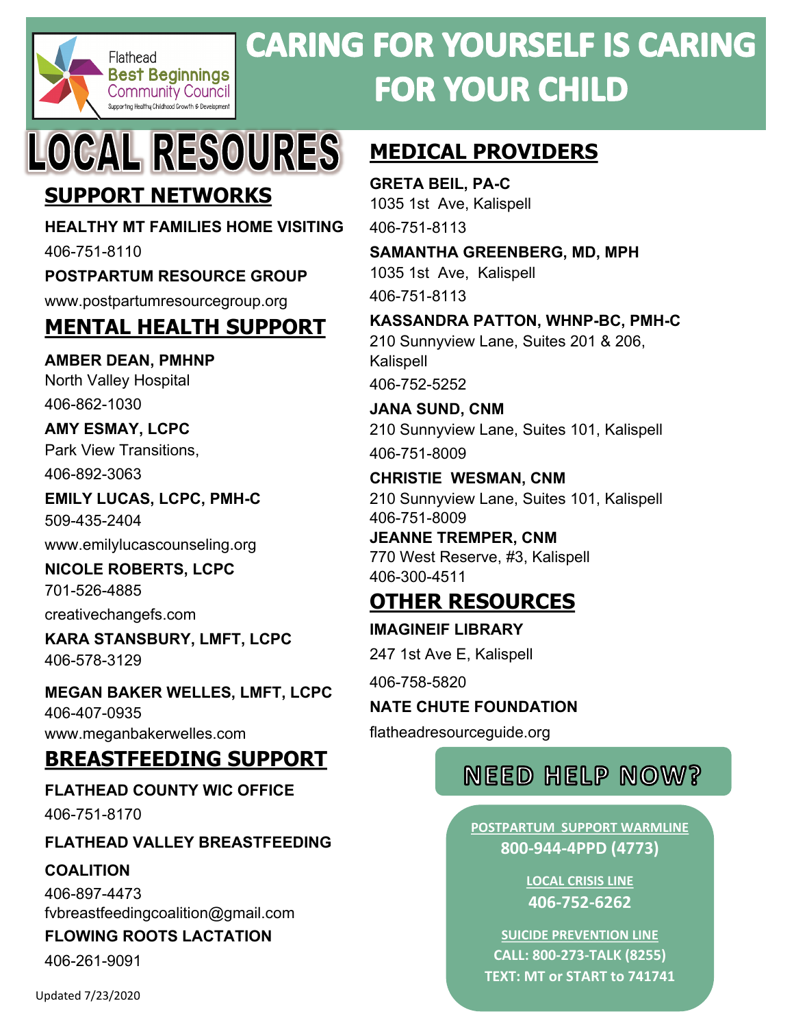Flathead Best Beginnings Community Council
Supporting Healthy Childhood Growth & Development

# CARING FOR YOURSELF IS CARING FOR YOUR CHILD

# LOCAL RESOURES

## SUPPORT NETWORKS

**HEALTHY MT FAMILIES HOME VISITING**
406-751-8110

**POSTPARTUM RESOURCE GROUP**
www.postpartumresourcegroup.org

## MENTAL HEALTH SUPPORT

**AMBER DEAN, PMHNP**
North Valley Hospital
406-862-1030

**AMY ESMAY, LCPC**
Park View Transitions,
406-892-3063

**EMILY LUCAS, LCPC, PMH-C**
509-435-2404
www.emilylucascounseling.org

**NICOLE ROBERTS, LCPC**
701-526-4885
creativechangefs.com

**KARA STANSBURY, LMFT, LCPC**
406-578-3129

**MEGAN BAKER WELLES, LMFT, LCPC**
406-407-0935
www.meganbakerwelles.com

## BREASTFEEDING SUPPORT

**FLATHEAD COUNTY WIC OFFICE**
406-751-8170

**FLATHEAD VALLEY BREASTFEEDING COALITION**
406-897-4473
fvbreastfeedingcoalition@gmail.com

**FLOWING ROOTS LACTATION**
406-261-9091

## MEDICAL PROVIDERS

**GRETA BEIL, PA-C**
1035 1st Ave, Kalispell
406-751-8113

**SAMANTHA GREENBERG, MD, MPH**
1035 1st Ave, Kalispell
406-751-8113

**KASSANDRA PATTON, WHNP-BC, PMH-C**
210 Sunnyview Lane, Suites 201 & 206, Kalispell
406-752-5252

**JANA SUND, CNM**
210 Sunnyview Lane, Suites 101, Kalispell
406-751-8009

**CHRISTIE WESMAN, CNM**
210 Sunnyview Lane, Suites 101, Kalispell
406-751-8009

**JEANNE TREMPER, CNM**
770 West Reserve, #3, Kalispell
406-300-4511

## OTHER RESOURCES

**IMAGINEIF LIBRARY**
247 1st Ave E, Kalispell
406-758-5820

**NATE CHUTE FOUNDATION**
flatheadresourceguide.org

## NEED HELP NOW?

**POSTPARTUM SUPPORT WARMLINE**
**800-944-4PPD (4773)**

**LOCAL CRISIS LINE**
**406-752-6262**

**SUICIDE PREVENTION LINE**
**CALL: 800-273-TALK (8255)**
**TEXT: MT or START to 741741**

Updated 7/23/2020